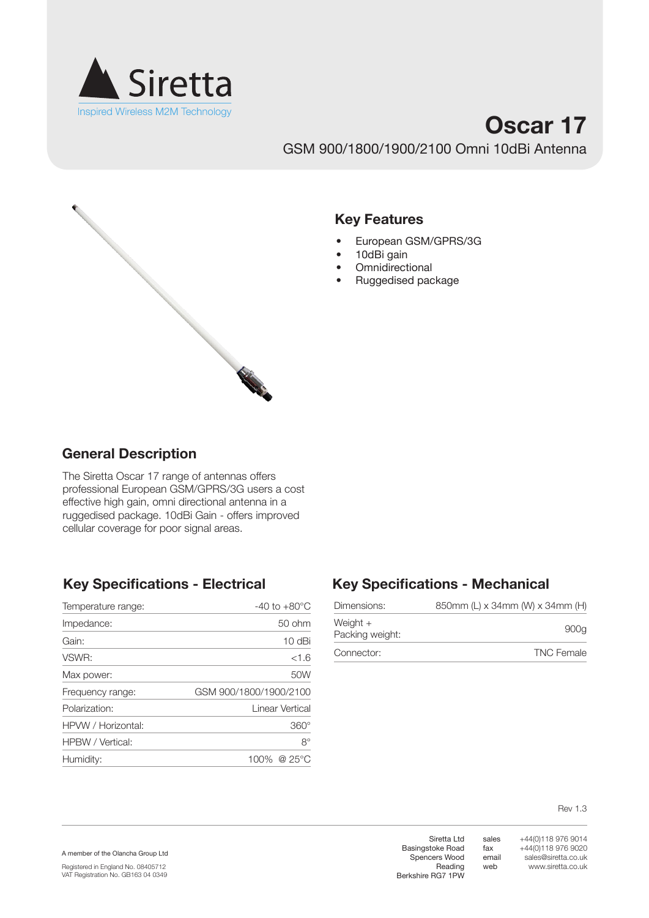Siretta

Inspired Wireless M2M Technology

# Oscar 17

GSM 900/1800/1900/2100 Omni 10dBi Antenna

## Key Features

- European GSM/GPRS/3G
- 10dBi gain
- Omnidirectional
- Ruggedised package

## General Description

The Siretta Oscar 17 range of antennas offers professional European GSM/GPRS/3G users a cost effective high gain, omni directional antenna in a ruggedised package. 10dBi Gain - offers improved cellular coverage for poor signal areas.

## Key Specifications - Electrical

| | |
|---|---|
| Temperature range: | -40 to +80°C |
| Impedance: | 50 ohm |
| Gain: | 10 dBi |
| VSWR: | <1.6 |
| Max power: | 50W |
| Frequency range: | GSM 900/1800/1900/2100 |
| Polarization: | Linear Vertical |
| HPVW / Horizontal: | 360° |
| HPBW / Vertical: | 8° |
| Humidity: | 100% @ 25°C |

## Key Specifications - Mechanical

| | |
|---|---|
| Dimensions: | 850mm (L) x 34mm (W) x 34mm (H) |
| Weight + Packing weight: | 900g |
| Connector: | TNC Female |

Rev 1.3

A member of the Olancha Group Ltd

Registered in England No. 08405712
VAT Registration No. GB163 04 0349

Siretta Ltd
Basingstoke Road
Spencers Wood
Reading
Berkshire RG7 1PW

sales +44(0)118 976 9014
fax +44(0)118 976 9020
email sales@siretta.co.uk
web www.siretta.co.uk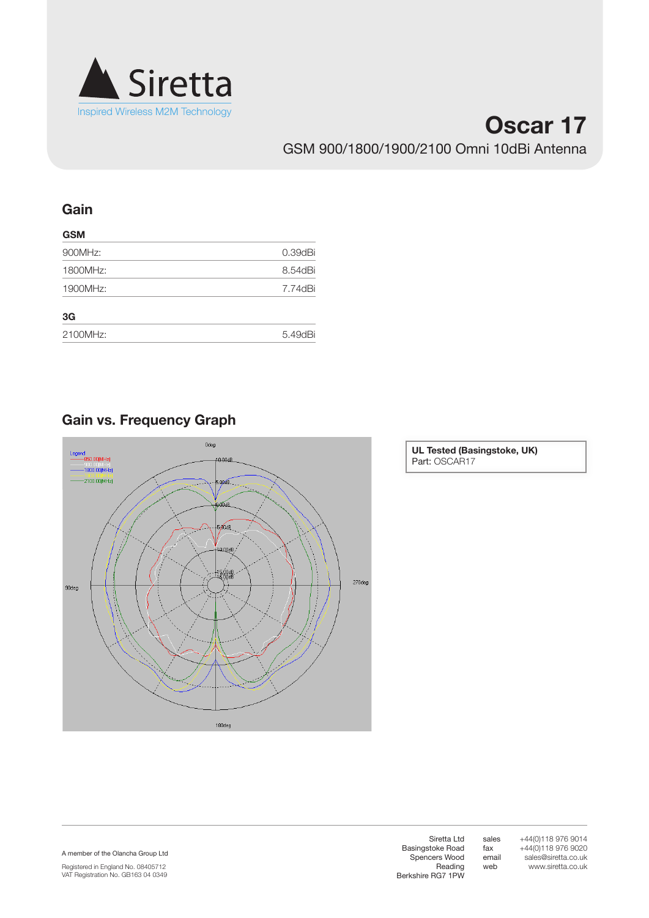Siretta

Inspired Wireless M2M Technology

# Oscar 17

GSM 900/1800/1900/2100 Omni 10dBi Antenna

## Gain

| GSM | |
|---|---|
| 900MHz: | 0.39dBi |
| 1800MHz: | 8.54dBi |
| 1900MHz: | 7.74dBi |

| 3G | |
|---|---|
| 2100MHz: | 5.49dBi |

## Gain vs. Frequency Graph

Legend
850.00[MHz]
900.00[MHz]
1800.00[MHz]
1900.00[MHz]
2100.00[MHz]

0deg
90deg
180deg
270deg

10.00dB
5.00dB
0.00dB
-5.00dB
-10.00dB
-15.00dB
-18.00dB

**UL Tested (Basingstoke, UK)**
Part: OSCAR17

A member of the Olancha Group Ltd

Registered in England No. 08405712
VAT Registration No. GB163 04 0349

Siretta Ltd
Basingstoke Road
Spencers Wood
Reading
Berkshire RG7 1PW

sales +44(0)118 976 9014
fax +44(0)118 976 9020
email sales@siretta.co.uk
web www.siretta.co.uk